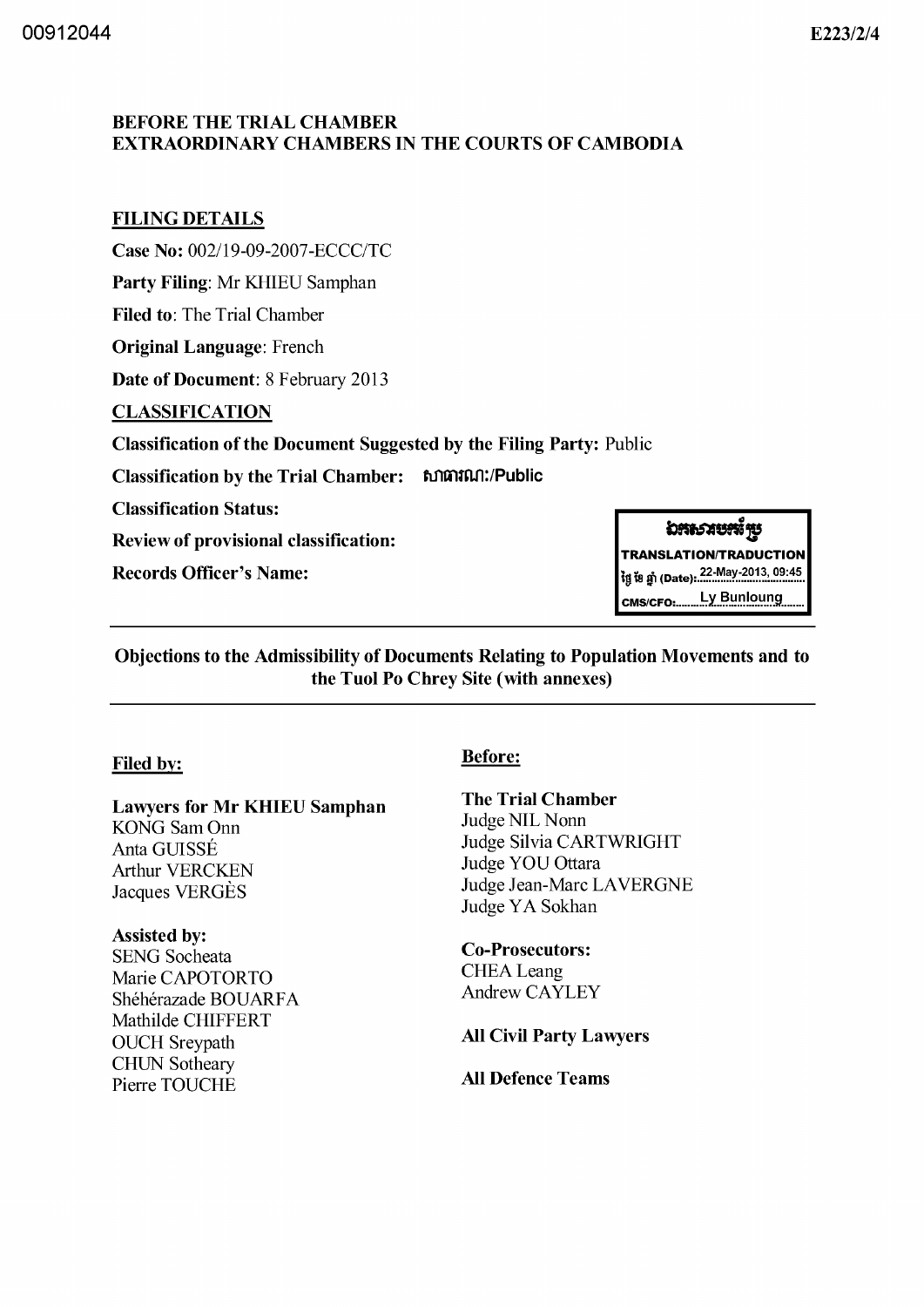00912044 E223/2/4

**BEFORE THE TRIAL CHAMBER**
**EXTRAORDINARY CHAMBERS IN THE COURTS OF CAMBODIA**

**FILING DETAILS**

**Case No:** 002/19-09-2007-ECCC/TC

**Party Filing**: Mr KHIEU Samphan

**Filed to**: The Trial Chamber

**Original Language**: French

**Date of Document**: 8 February 2013

**CLASSIFICATION**

**Classification of the Document Suggested by the Filing Party:** Public

**Classification by the Trial Chamber:** សាធារណៈ/Public

**Classification Status:**

**Review of provisional classification:**

**Records Officer's Name:**

ឯកសារបកប្រែ
TRANSLATION/TRADUCTION
ថ្ងៃ ខែ ឆ្នាំ (Date): 22-May-2013, 09:45
CMS/CFO: Ly Bunloung

**Objections to the Admissibility of Documents Relating to Population Movements and to the Tuol Po Chrey Site (with annexes)**

**Filed by:**

**Lawyers for Mr KHIEU Samphan**
KONG Sam Onn
Anta GUISSÉ
Arthur VERCKEN
Jacques VERGÈS

**Assisted by:**
SENG Socheata
Marie CAPOTORTO
Shéhérazade BOUARFA
Mathilde CHIFFERT
OUCH Sreypath
CHUN Sotheary
Pierre TOUCHE

**Before:**

**The Trial Chamber**
Judge NIL Nonn
Judge Silvia CARTWRIGHT
Judge YOU Ottara
Judge Jean-Marc LAVERGNE
Judge YA Sokhan

**Co-Prosecutors:**
CHEA Leang
Andrew CAYLEY

**All Civil Party Lawyers**

**All Defence Teams**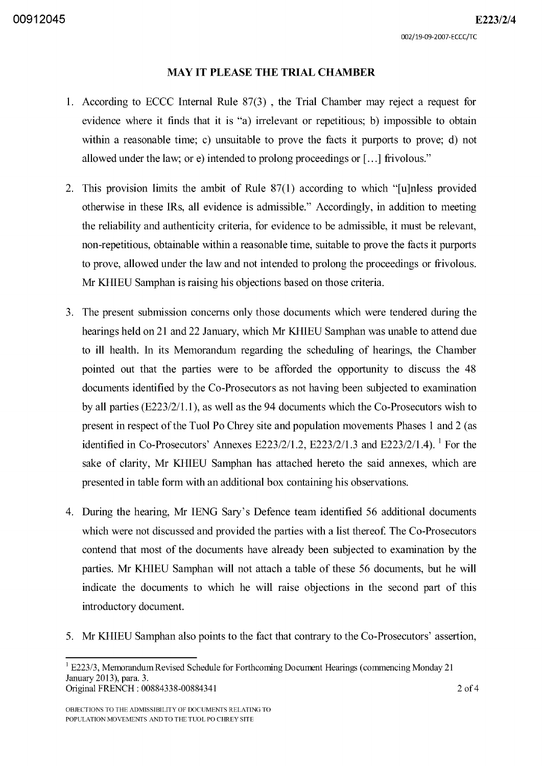## MAY IT PLEASE THE TRIAL CHAMBER

1. According to ECCC Internal Rule 87(3) , the Trial Chamber may reject a request for evidence where it finds that it is "a) irrelevant or repetitious; b) impossible to obtain within a reasonable time; c) unsuitable to prove the facts it purports to prove; d) not allowed under the law; or e) intended to prolong proceedings or […] frivolous."

2. This provision limits the ambit of Rule 87(1) according to which "[u]nless provided otherwise in these IRs, all evidence is admissible." Accordingly, in addition to meeting the reliability and authenticity criteria, for evidence to be admissible, it must be relevant, non-repetitious, obtainable within a reasonable time, suitable to prove the facts it purports to prove, allowed under the law and not intended to prolong the proceedings or frivolous. Mr KHIEU Samphan is raising his objections based on those criteria.

3. The present submission concerns only those documents which were tendered during the hearings held on 21 and 22 January, which Mr KHIEU Samphan was unable to attend due to ill health. In its Memorandum regarding the scheduling of hearings, the Chamber pointed out that the parties were to be afforded the opportunity to discuss the 48 documents identified by the Co-Prosecutors as not having been subjected to examination by all parties (E223/2/1.1), as well as the 94 documents which the Co-Prosecutors wish to present in respect of the Tuol Po Chrey site and population movements Phases 1 and 2 (as identified in Co-Prosecutors' Annexes E223/2/1.2, E223/2/1.3 and E223/2/1.4).[1] For the sake of clarity, Mr KHIEU Samphan has attached hereto the said annexes, which are presented in table form with an additional box containing his observations.

4. During the hearing, Mr IENG Sary's Defence team identified 56 additional documents which were not discussed and provided the parties with a list thereof. The Co-Prosecutors contend that most of the documents have already been subjected to examination by the parties. Mr KHIEU Samphan will not attach a table of these 56 documents, but he will indicate the documents to which he will raise objections in the second part of this introductory document.

5. Mr KHIEU Samphan also points to the fact that contrary to the Co-Prosecutors' assertion,

---

[1] E223/3, Memorandum Revised Schedule for Forthcoming Document Hearings (commencing Monday 21 January 2013), para. 3.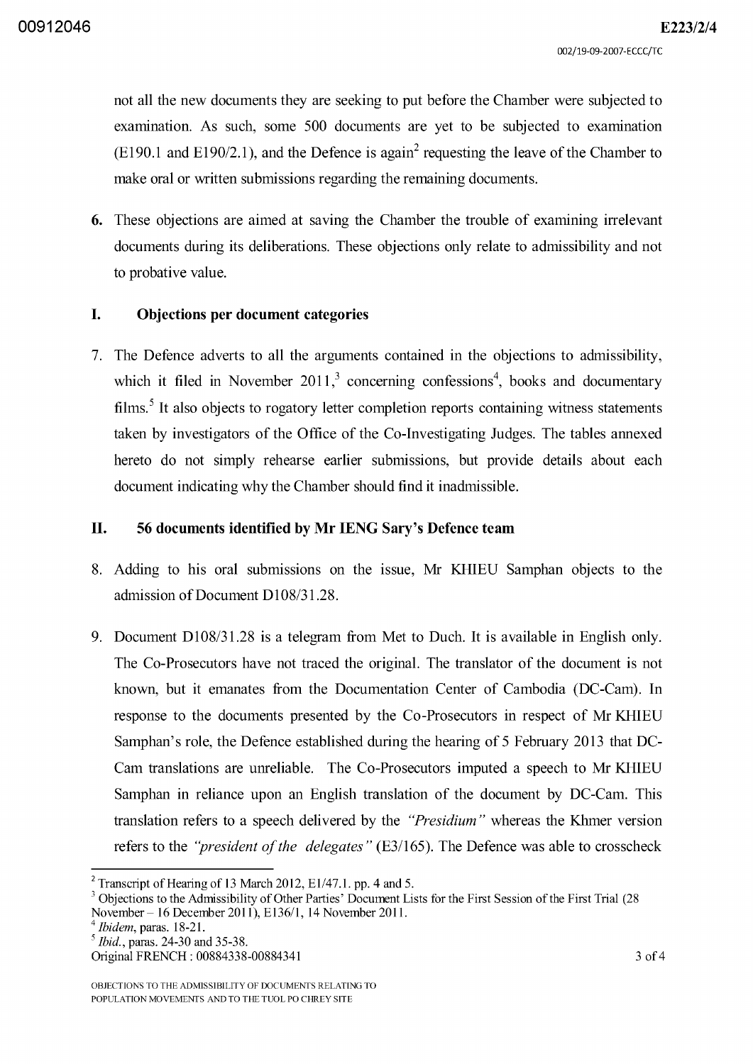not all the new documents they are seeking to put before the Chamber were subjected to examination. As such, some 500 documents are yet to be subjected to examination (E190.1 and E190/2.1), and the Defence is again[2] requesting the leave of the Chamber to make oral or written submissions regarding the remaining documents.

**6.** These objections are aimed at saving the Chamber the trouble of examining irrelevant documents during its deliberations. These objections only relate to admissibility and not to probative value.

## I. Objections per document categories

7. The Defence adverts to all the arguments contained in the objections to admissibility, which it filed in November 2011,[3] concerning confessions[4], books and documentary films.[5] It also objects to rogatory letter completion reports containing witness statements taken by investigators of the Office of the Co-Investigating Judges. The tables annexed hereto do not simply rehearse earlier submissions, but provide details about each document indicating why the Chamber should find it inadmissible.

## II. 56 documents identified by Mr IENG Sary's Defence team

8. Adding to his oral submissions on the issue, Mr KHIEU Samphan objects to the admission of Document D108/31.28.

9. Document D108/31.28 is a telegram from Met to Duch. It is available in English only. The Co-Prosecutors have not traced the original. The translator of the document is not known, but it emanates from the Documentation Center of Cambodia (DC-Cam). In response to the documents presented by the Co-Prosecutors in respect of Mr KHIEU Samphan's role, the Defence established during the hearing of 5 February 2013 that DC-Cam translations are unreliable. The Co-Prosecutors imputed a speech to Mr KHIEU Samphan in reliance upon an English translation of the document by DC-Cam. This translation refers to a speech delivered by the *"Presidium"* whereas the Khmer version refers to the *"president of the delegates"* (E3/165). The Defence was able to crosscheck

---

[2] Transcript of Hearing of 13 March 2012, E1/47.1. pp. 4 and 5.

[3] Objections to the Admissibility of Other Parties' Document Lists for the First Session of the First Trial (28 November – 16 December 2011), E136/1, 14 November 2011.

[4] *Ibidem*, paras. 18-21.

[5] *Ibid.*, paras. 24-30 and 35-38.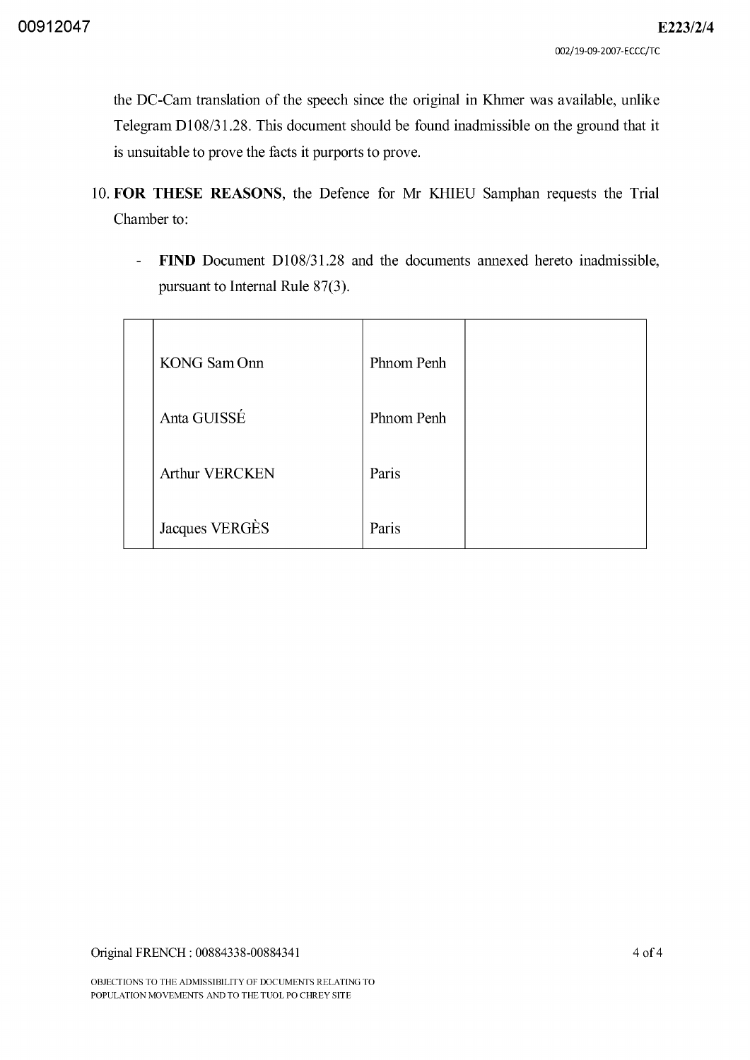the DC-Cam translation of the speech since the original in Khmer was available, unlike Telegram D108/31.28. This document should be found inadmissible on the ground that it is unsuitable to prove the facts it purports to prove.

10. **FOR THESE REASONS**, the Defence for Mr KHIEU Samphan requests the Trial Chamber to:

    - **FIND** Document D108/31.28 and the documents annexed hereto inadmissible, pursuant to Internal Rule 87(3).

| | | | |
|---|---|---|---|
| | KONG Sam Onn | Phnom Penh | |
| | Anta GUISSÉ | Phnom Penh | |
| | Arthur VERCKEN | Paris | |
| | Jacques VERGÈS | Paris | |